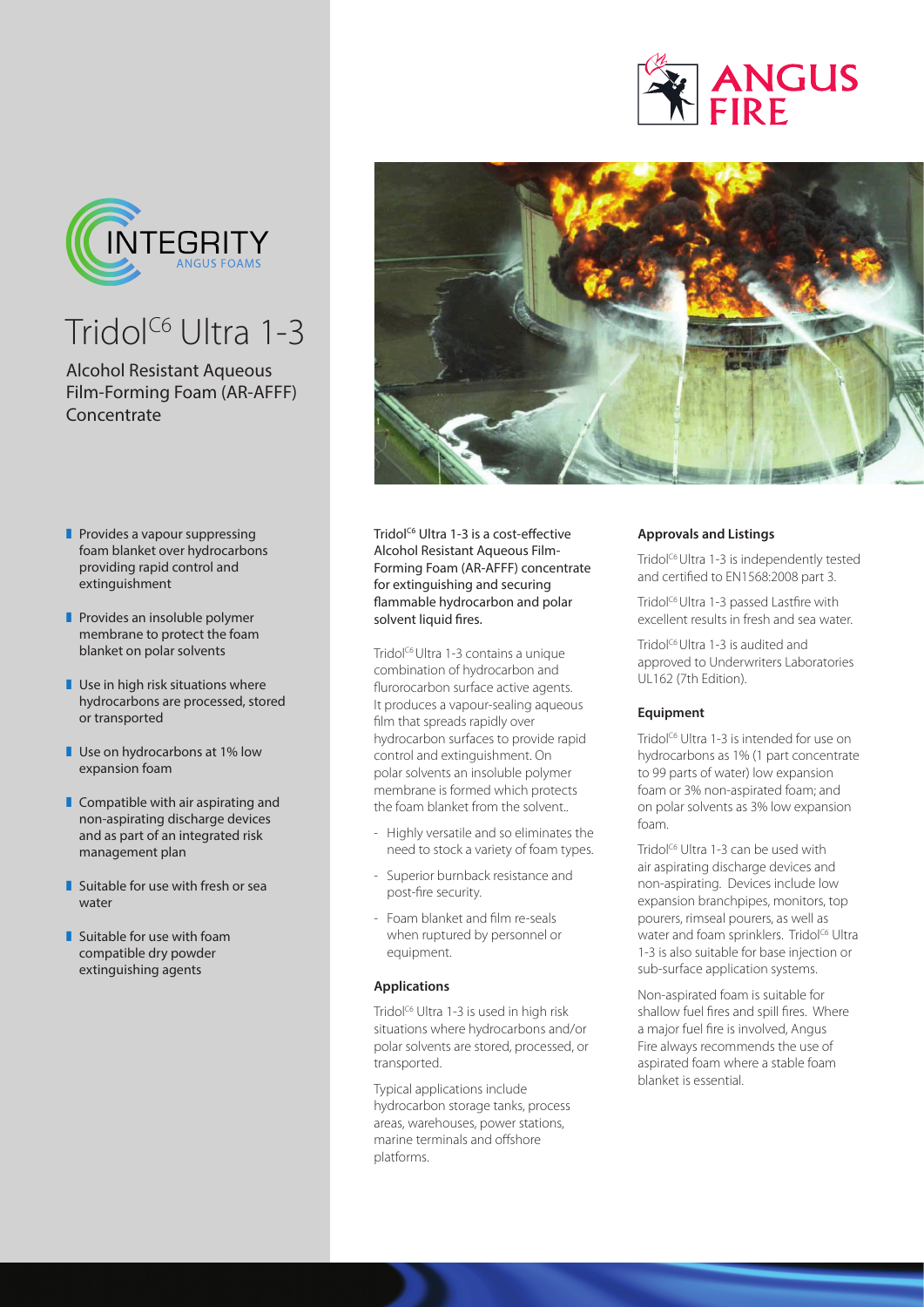# Tridol$^{C6}$ Ultra 1-3

Alcohol Resistant Aqueous Film-Forming Foam (AR-AFFF) Concentrate

- Provides a vapour suppressing foam blanket over hydrocarbons providing rapid control and extinguishment
- Provides an insoluble polymer membrane to protect the foam blanket on polar solvents
- Use in high risk situations where hydrocarbons are processed, stored or transported
- Use on hydrocarbons at 1% low expansion foam
- Compatible with air aspirating and non-aspirating discharge devices and as part of an integrated risk management plan
- Suitable for use with fresh or sea water
- Suitable for use with foam compatible dry powder extinguishing agents

**Tridol$^{C6}$ Ultra 1-3 is a cost-effective Alcohol Resistant Aqueous Film-Forming Foam (AR-AFFF) concentrate for extinguishing and securing flammable hydrocarbon and polar solvent liquid fires.**

Tridol$^{C6}$ Ultra 1-3 contains a unique combination of hydrocarbon and flurorocarbon surface active agents. It produces a vapour-sealing aqueous film that spreads rapidly over hydrocarbon surfaces to provide rapid control and extinguishment. On polar solvents an insoluble polymer membrane is formed which protects the foam blanket from the solvent..

- Highly versatile and so eliminates the need to stock a variety of foam types.
- Superior burnback resistance and post-fire security.
- Foam blanket and film re-seals when ruptured by personnel or equipment.

### Applications

Tridol$^{C6}$ Ultra 1-3 is used in high risk situations where hydrocarbons and/or polar solvents are stored, processed, or transported.

Typical applications include hydrocarbon storage tanks, process areas, warehouses, power stations, marine terminals and offshore platforms.

### Approvals and Listings

Tridol$^{C6}$ Ultra 1-3 is independently tested and certified to EN1568:2008 part 3.

Tridol$^{C6}$ Ultra 1-3 passed Lastfire with excellent results in fresh and sea water.

Tridol$^{C6}$ Ultra 1-3 is audited and approved to Underwriters Laboratories UL162 (7th Edition).

### Equipment

Tridol$^{C6}$ Ultra 1-3 is intended for use on hydrocarbons as 1% (1 part concentrate to 99 parts of water) low expansion foam or 3% non-aspirated foam; and on polar solvents as 3% low expansion foam.

Tridol$^{C6}$ Ultra 1-3 can be used with air aspirating discharge devices and non-aspirating. Devices include low expansion branchpipes, monitors, top pourers, rimseal pourers, as well as water and foam sprinklers. Tridol$^{C6}$ Ultra 1-3 is also suitable for base injection or sub-surface application systems.

Non-aspirated foam is suitable for shallow fuel fires and spill fires. Where a major fuel fire is involved, Angus Fire always recommends the use of aspirated foam where a stable foam blanket is essential.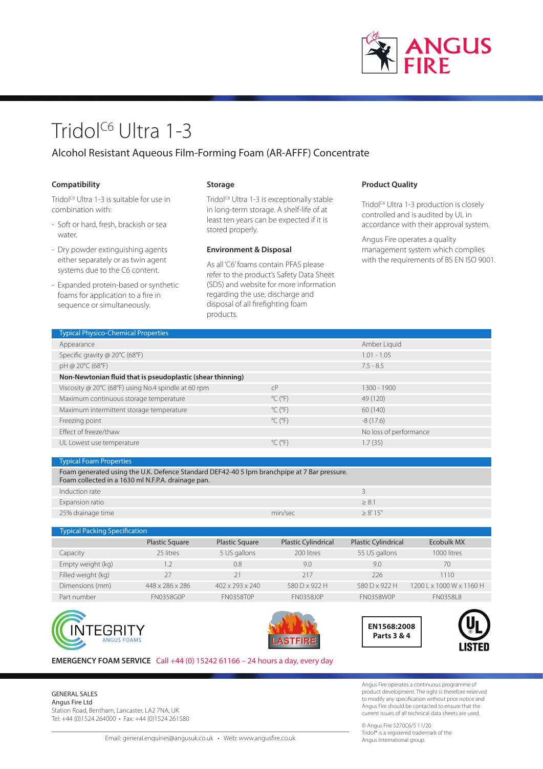# Tridol[C6] Ultra 1-3

## Alcohol Resistant Aqueous Film-Forming Foam (AR-AFFF) Concentrate

### Compatibility

Tridol[C6] Ultra 1-3 is suitable for use in combination with:

- Soft or hard, fresh, brackish or sea water.
- Dry powder extinguishing agents either separately or as twin agent systems due to the C6 content.
- Expanded protein-based or synthetic foams for application to a fire in sequence or simultaneously.

### Storage

Tridol[C6] Ultra 1-3 is exceptionally stable in long-term storage. A shelf-life of at least ten years can be expected if it is stored properly.

### Environment & Disposal

As all 'C6' foams contain PFAS please refer to the product's Safety Data Sheet (SDS) and website for more information regarding the use, discharge and disposal of all firefighting foam products.

### Product Quality

Tridol[C6] Ultra 1-3 production is closely controlled and is audited by UL in accordance with their approval system.

Angus Fire operates a quality management system which complies with the requirements of BS EN ISO 9001.

| Typical Physico-Chemical Properties | | |
|---|---|---|
| Appearance | | Amber Liquid |
| Specific gravity @ 20°C (68°F) | | 1.01 - 1.05 |
| pH @ 20°C (68°F) | | 7.5 - 8.5 |
| **Non-Newtonian fluid that is pseudoplastic (shear thinning)** | | |
| Viscosity @ 20°C (68°F) using No.4 spindle at 60 rpm | cP | 1300 - 1900 |
| Maximum continuous storage temperature | °C (°F) | 49 (120) |
| Maximum intermittent storage temperature | °C (°F) | 60 (140) |
| Freezing point | °C (°F) | -8 (17.6) |
| Effect of freeze/thaw | | No loss of performance |
| UL Lowest use temperature | °C (°F) | 1.7 (35) |

| Typical Foam Properties | | |
|---|---|---|
| Foam generated using the U.K. Defence Standard DEF42-40 5 lpm branchpipe at 7 Bar pressure. Foam collected in a 1630 ml N.F.P.A. drainage pan. | | |
| Induction rate | | 3 |
| Expansion ratio | | ≥ 8:1 |
| 25% drainage time | min/sec | ≥ 8′ 15″ |

| Typical Packing Specification | Plastic Square | Plastic Square | Plastic Cylindrical | Plastic Cylindrical | Ecobulk MX |
|---|---|---|---|---|---|
| Capacity | 25 litres | 5 US gallons | 200 litres | 55 US gallons | 1000 litres |
| Empty weight (kg) | 1.2 | 0.8 | 9.0 | 9.0 | 70 |
| Filled weight (kg) | 27 | 21 | 217 | 226 | 1110 |
| Dimensions (mm) | 448 x 286 x 286 | 402 x 293 x 240 | 580 D x 922 H | 580 D x 922 H | 1200 L x 1000 W x 1160 H |
| Part number | FN0358G0P | FN0358T0P | FN0358J0P | FN0358W0P | FN0358L8 |

INTEGRITY ANGUS FOAMS

LASTFIRE

EN1568:2008 Parts 3 & 4

UL LISTED

**EMERGENCY FOAM SERVICE** Call +44 (0) 15242 61166 – 24 hours a day, every day

GENERAL SALES
Angus Fire Ltd
Station Road, Bentham, Lancaster, LA2 7NA, UK
Tel: +44 (0)1524 264000 • Fax: +44 (0)1524 261580

Email: general.enquiries@angusuk.co.uk • Web: www.angusfire.co.uk

Angus Fire operates a continuous programme of product development. The right is therefore reserved to modify any specification without prior notice and Angus Fire should be contacted to ensure that the current issues of all technical data sheets are used.

© Angus Fire 5270C6/5 11/20
Tridol® is a registered trademark of the Angus International group.